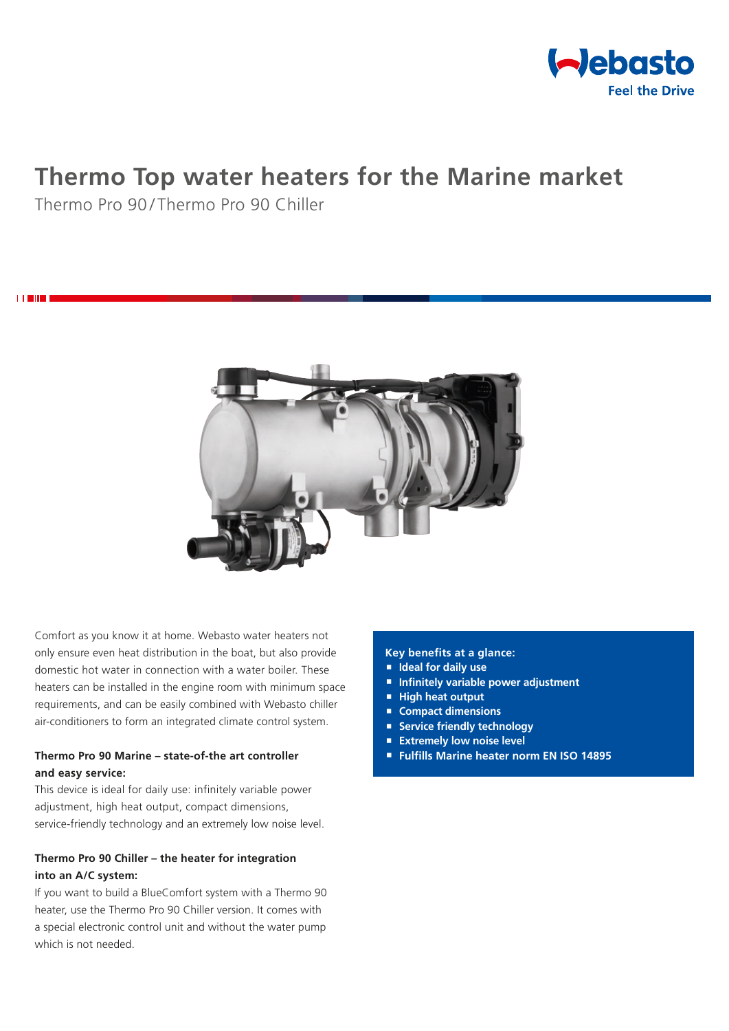# Thermo Top water heaters for the Marine market

Thermo Pro 90 / Thermo Pro 90 Chiller

Comfort as you know it at home. Webasto water heaters not only ensure even heat distribution in the boat, but also provide domestic hot water in connection with a water boiler. These heaters can be installed in the engine room with minimum space requirements, and can be easily combined with Webasto chiller air-conditioners to form an integrated climate control system.

### Thermo Pro 90 Marine – state-of-the art controller and easy service:

This device is ideal for daily use: infinitely variable power adjustment, high heat output, compact dimensions, service-friendly technology and an extremely low noise level.

### Thermo Pro 90 Chiller – the heater for integration into an A/C system:

If you want to build a BlueComfort system with a Thermo 90 heater, use the Thermo Pro 90 Chiller version. It comes with a special electronic control unit and without the water pump which is not needed.

**Key benefits at a glance:**

- **Ideal for daily use**
- **Infinitely variable power adjustment**
- **High heat output**
- **Compact dimensions**
- **Service friendly technology**
- **Extremely low noise level**
- **Fulfills Marine heater norm EN ISO 14895**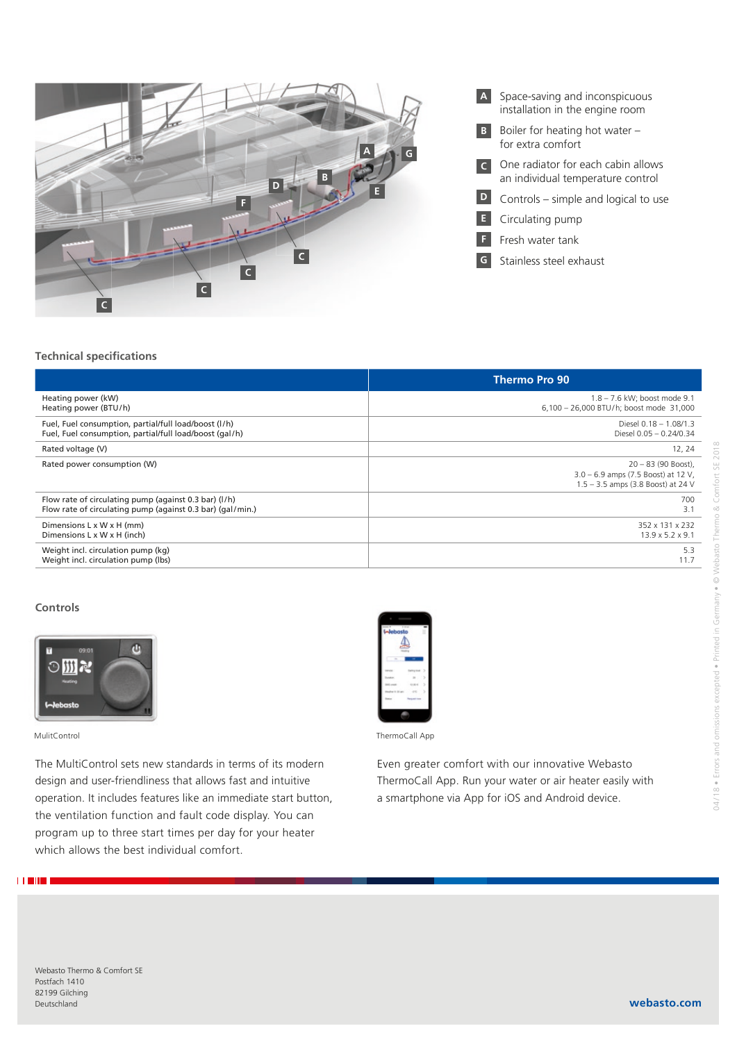- **A** Space-saving and inconspicuous installation in the engine room
- **B** Boiler for heating hot water – for extra comfort
- **C** One radiator for each cabin allows an individual temperature control
- **D** Controls – simple and logical to use
- **E** Circulating pump
- **F** Fresh water tank
- **G** Stainless steel exhaust

## Technical specifications

| | Thermo Pro 90 |
|---|---|
| Heating power (kW)<br>Heating power (BTU/h) | 1.8 – 7.6 kW; boost mode 9.1<br>6,100 – 26,000 BTU/h; boost mode 31,000 |
| Fuel, Fuel consumption, partial/full load/boost (l/h)<br>Fuel, Fuel consumption, partial/full load/boost (gal/h) | Diesel 0.18 – 1.08/1.3<br>Diesel 0.05 – 0.24/0.34 |
| Rated voltage (V) | 12, 24 |
| Rated power consumption (W) | 20 – 83 (90 Boost),<br>3.0 – 6.9 amps (7.5 Boost) at 12 V,<br>1.5 – 3.5 amps (3.8 Boost) at 24 V |
| Flow rate of circulating pump (against 0.3 bar) (l/h)<br>Flow rate of circulating pump (against 0.3 bar) (gal/min.) | 700<br>3.1 |
| Dimensions L x W x H (mm)<br>Dimensions L x W x H (inch) | 352 x 131 x 232<br>13.9 x 5.2 x 9.1 |
| Weight incl. circulation pump (kg)<br>Weight incl. circulation pump (lbs) | 5.3<br>11.7 |

## Controls

MulitControl

The MultiControl sets new standards in terms of its modern design and user-friendliness that allows fast and intuitive operation. It includes features like an immediate start button, the ventilation function and fault code display. You can program up to three start times per day for your heater which allows the best individual comfort.

ThermoCall App

Even greater comfort with our innovative Webasto ThermoCall App. Run your water or air heater easily with a smartphone via App for iOS and Android device.

04/18 • Errors and omissions excepted • Printed in Germany • © Webasto Thermo & Comfort SE 2018

Webasto Thermo & Comfort SE
Postfach 1410
82199 Gilching
Deutschland

**webasto.com**